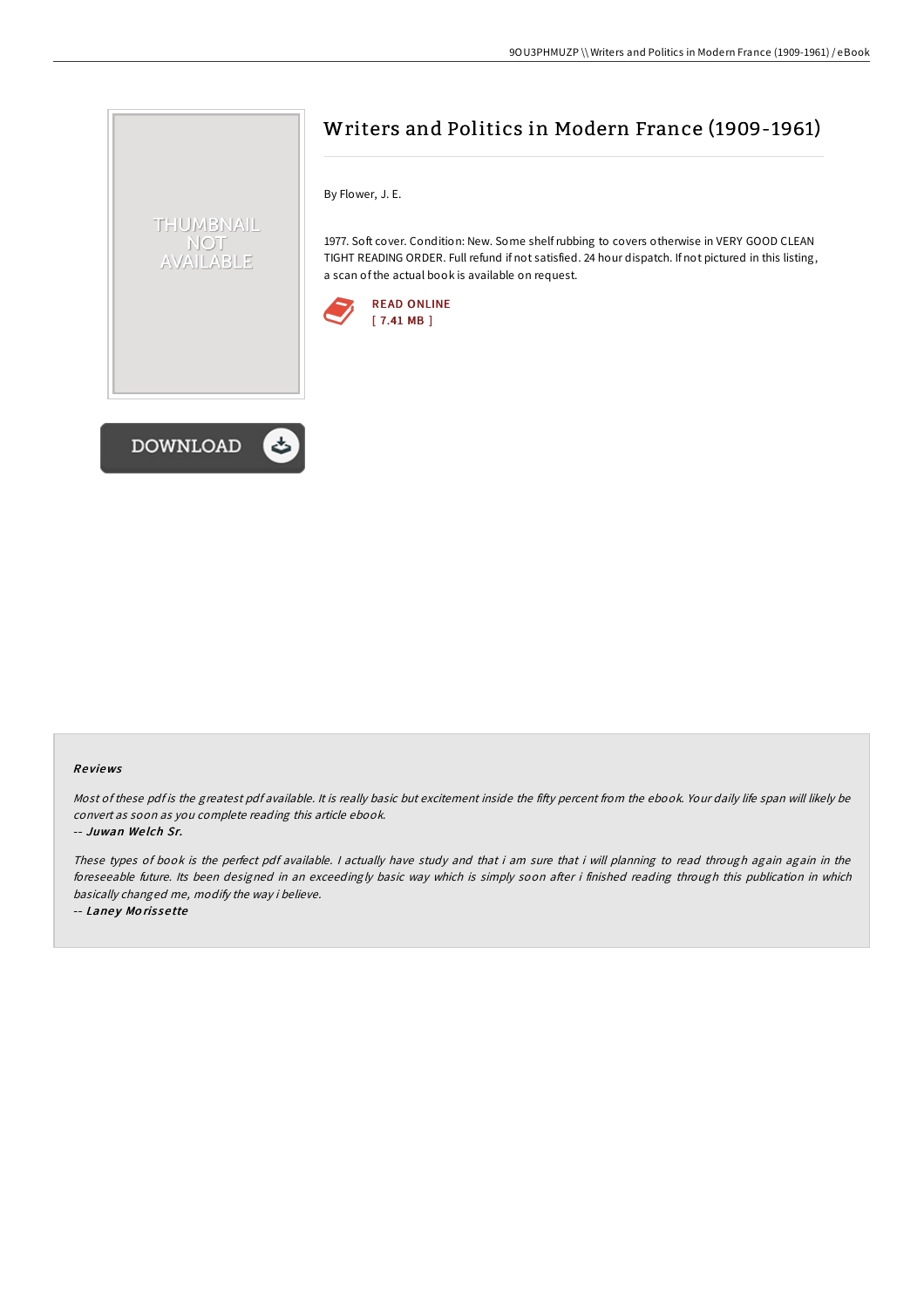# Writers and Politics in Modern France (1909-1961)

By Flower, J. E.

1977. Soft cover. Condition: New. Some shelf rubbing to covers otherwise in VERY GOOD CLEAN TIGHT READING ORDER. Full refund if not satisfied. 24 hour dispatch. If not pictured in this listing, a scan of the actual book is available on request.

READ ONLINE
[ 7.41 MB ]

DOWNLOAD

### Reviews

*Most of these pdf is the greatest pdf available. It is really basic but excitement inside the fifty percent from the ebook. Your daily life span will likely be convert as soon as you complete reading this article ebook.*

-- ***Juwan Welch Sr.***

*These types of book is the perfect pdf available. I actually have study and that i am sure that i will planning to read through again again in the foreseeable future. Its been designed in an exceedingly basic way which is simply soon after i finished reading through this publication in which basically changed me, modify the way i believe.*

-- ***Laney Morissette***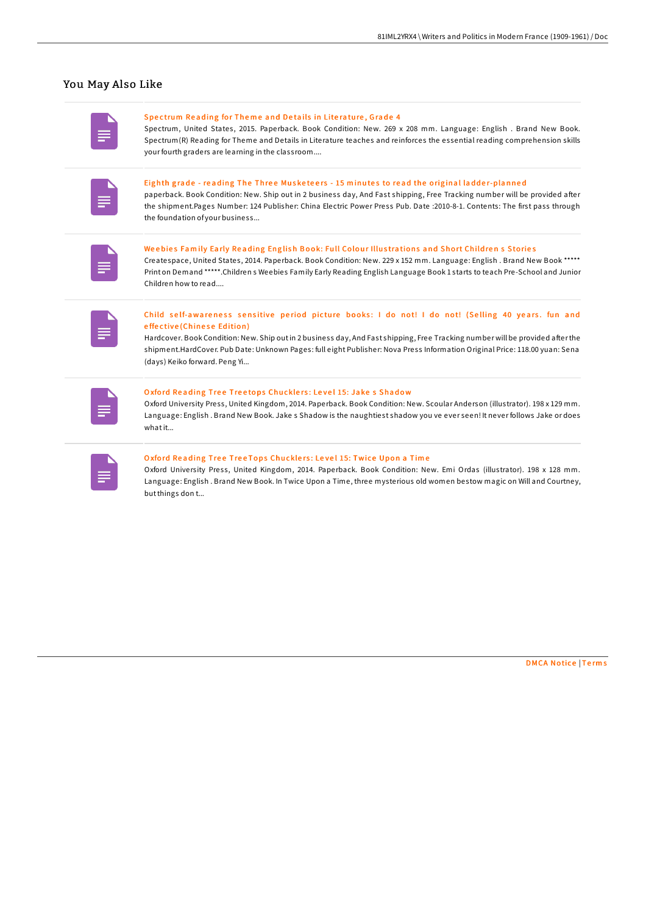## You May Also Like

### Spectrum Reading for Theme and Details in Literature, Grade 4

Spectrum, United States, 2015. Paperback. Book Condition: New. 269 x 208 mm. Language: English . Brand New Book. Spectrum(R) Reading for Theme and Details in Literature teaches and reinforces the essential reading comprehension skills your fourth graders are learning in the classroom....

### Eighth grade - reading The Three Musketeers - 15 minutes to read the original ladder-planned

paperback. Book Condition: New. Ship out in 2 business day, And Fast shipping, Free Tracking number will be provided after the shipment.Pages Number: 124 Publisher: China Electric Power Press Pub. Date :2010-8-1. Contents: The first pass through the foundation of your business...

### Weebies Family Early Reading English Book: Full Colour Illustrations and Short Children s Stories

Createspace, United States, 2014. Paperback. Book Condition: New. 229 x 152 mm. Language: English . Brand New Book ***** Print on Demand *****.Children s Weebies Family Early Reading English Language Book 1 starts to teach Pre-School and Junior Children how to read....

### Child self-awareness sensitive period picture books: I do not! I do not! (Selling 40 years. fun and effective(Chinese Edition)

Hardcover. Book Condition: New. Ship out in 2 business day, And Fast shipping, Free Tracking number will be provided after the shipment.HardCover. Pub Date: Unknown Pages: full eight Publisher: Nova Press Information Original Price: 118.00 yuan: Sena (days) Keiko forward. Peng Yi...

### Oxford Reading Tree Treetops Chucklers: Level 15: Jake s Shadow

Oxford University Press, United Kingdom, 2014. Paperback. Book Condition: New. Scoular Anderson (illustrator). 198 x 129 mm. Language: English . Brand New Book. Jake s Shadow is the naughtiest shadow you ve ever seen! It never follows Jake or does what it...

### Oxford Reading Tree TreeTops Chucklers: Level 15: Twice Upon a Time

Oxford University Press, United Kingdom, 2014. Paperback. Book Condition: New. Emi Ordas (illustrator). 198 x 128 mm. Language: English . Brand New Book. In Twice Upon a Time, three mysterious old women bestow magic on Will and Courtney, but things don t...